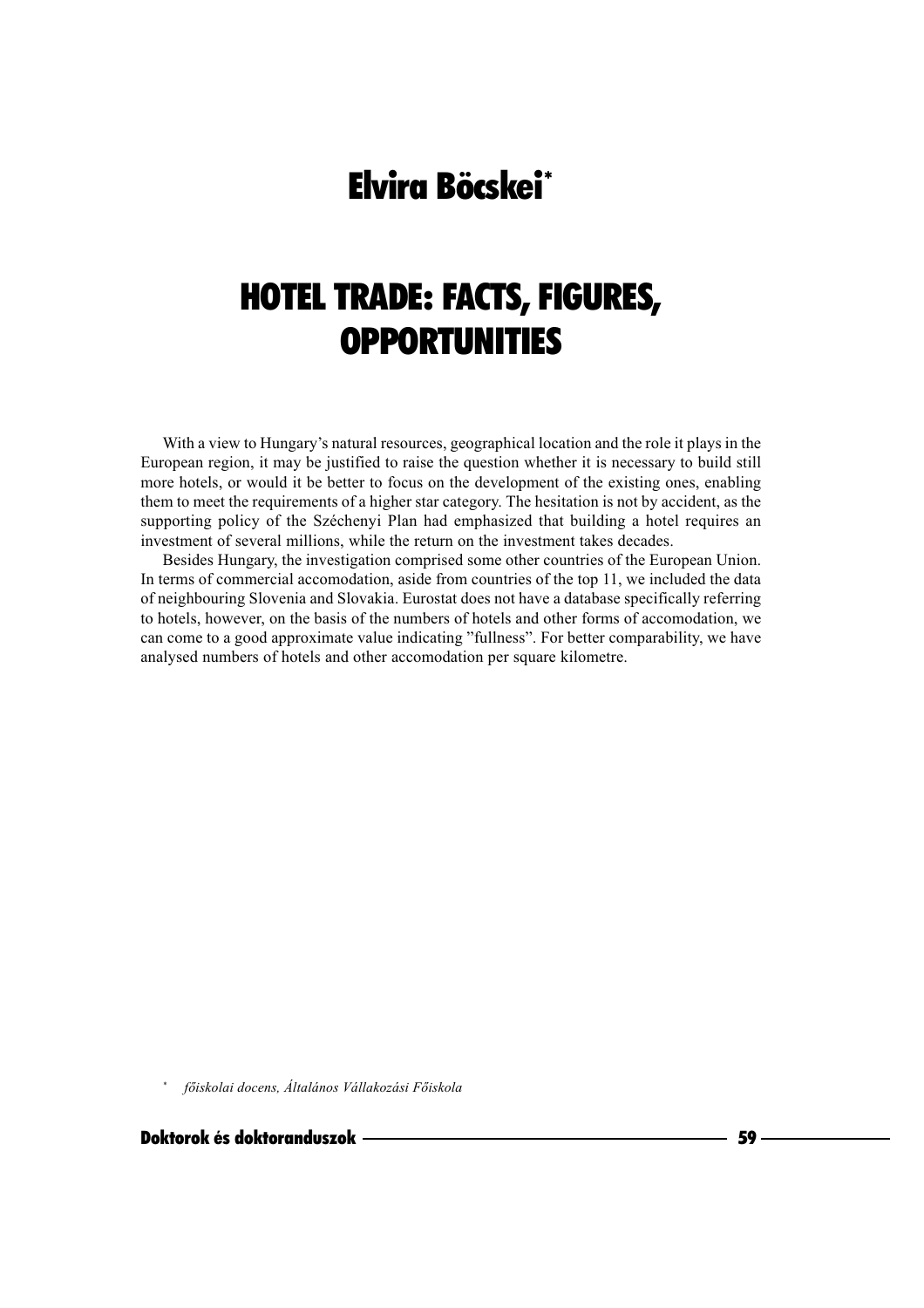# Elvira Böcskei[*]

# HOTEL TRADE: FACTS, FIGURES, OPPORTUNITIES

With a view to Hungary's natural resources, geographical location and the role it plays in the European region, it may be justified to raise the question whether it is necessary to build still more hotels, or would it be better to focus on the development of the existing ones, enabling them to meet the requirements of a higher star category. The hesitation is not by accident, as the supporting policy of the Széchenyi Plan had emphasized that building a hotel requires an investment of several millions, while the return on the investment takes decades.

Besides Hungary, the investigation comprised some other countries of the European Union. In terms of commercial accomodation, aside from countries of the top 11, we included the data of neighbouring Slovenia and Slovakia. Eurostat does not have a database specifically referring to hotels, however, on the basis of the numbers of hotels and other forms of accomodation, we can come to a good approximate value indicating "fullness". For better comparability, we have analysed numbers of hotels and other accomodation per square kilometre.

[*] *főiskolai docens, Általános Vállakozási Főiskola*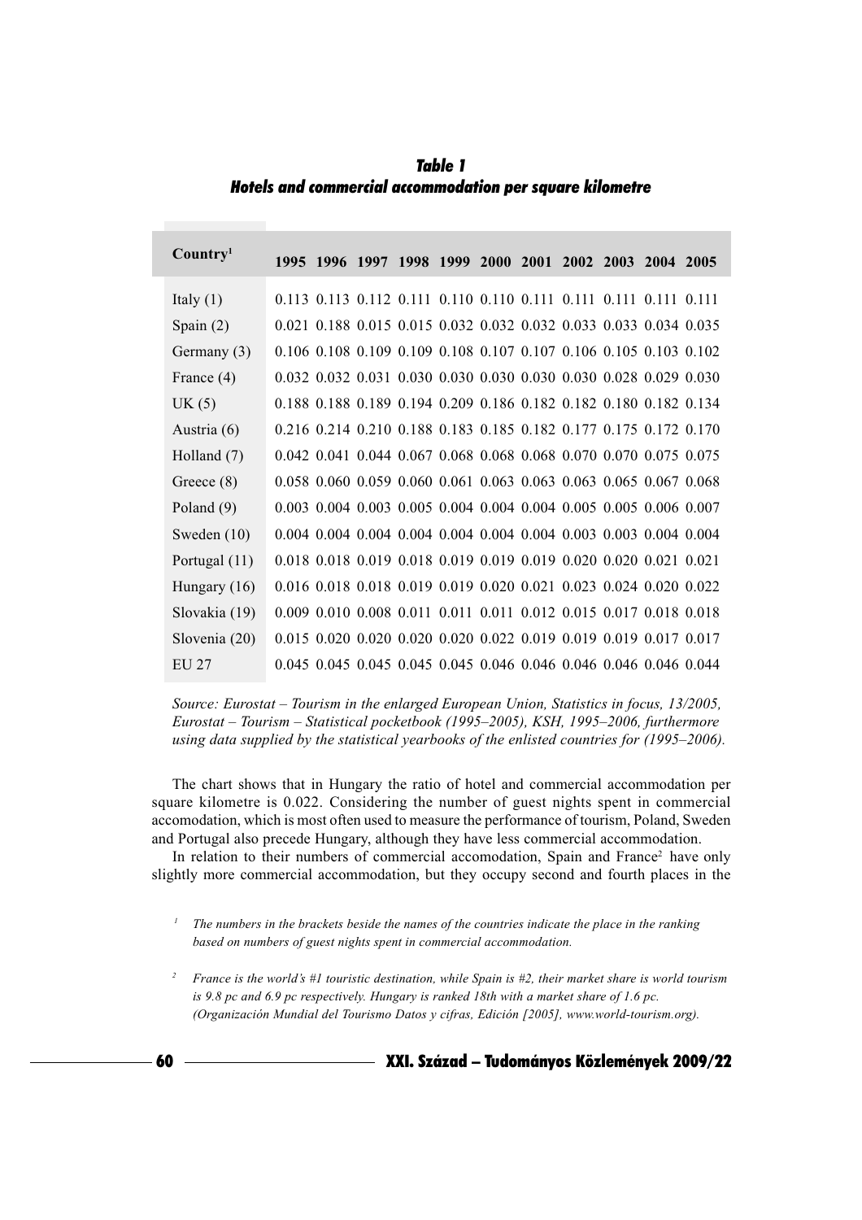***Table 1***
***Hotels and commercial accommodation per square kilometre***

| Country[1] | 1995 | 1996 | 1997 | 1998 | 1999 | 2000 | 2001 | 2002 | 2003 | 2004 | 2005 |
|---|---|---|---|---|---|---|---|---|---|---|---|
| Italy (1) | 0.113 | 0.113 | 0.112 | 0.111 | 0.110 | 0.110 | 0.111 | 0.111 | 0.111 | 0.111 | 0.111 |
| Spain (2) | 0.021 | 0.188 | 0.015 | 0.015 | 0.032 | 0.032 | 0.032 | 0.033 | 0.033 | 0.034 | 0.035 |
| Germany (3) | 0.106 | 0.108 | 0.109 | 0.109 | 0.108 | 0.107 | 0.107 | 0.106 | 0.105 | 0.103 | 0.102 |
| France (4) | 0.032 | 0.032 | 0.031 | 0.030 | 0.030 | 0.030 | 0.030 | 0.030 | 0.028 | 0.029 | 0.030 |
| UK (5) | 0.188 | 0.188 | 0.189 | 0.194 | 0.209 | 0.186 | 0.182 | 0.182 | 0.180 | 0.182 | 0.134 |
| Austria (6) | 0.216 | 0.214 | 0.210 | 0.188 | 0.183 | 0.185 | 0.182 | 0.177 | 0.175 | 0.172 | 0.170 |
| Holland (7) | 0.042 | 0.041 | 0.044 | 0.067 | 0.068 | 0.068 | 0.068 | 0.070 | 0.070 | 0.075 | 0.075 |
| Greece (8) | 0.058 | 0.060 | 0.059 | 0.060 | 0.061 | 0.063 | 0.063 | 0.063 | 0.065 | 0.067 | 0.068 |
| Poland (9) | 0.003 | 0.004 | 0.003 | 0.005 | 0.004 | 0.004 | 0.004 | 0.005 | 0.005 | 0.006 | 0.007 |
| Sweden (10) | 0.004 | 0.004 | 0.004 | 0.004 | 0.004 | 0.004 | 0.004 | 0.003 | 0.003 | 0.004 | 0.004 |
| Portugal (11) | 0.018 | 0.018 | 0.019 | 0.018 | 0.019 | 0.019 | 0.019 | 0.020 | 0.020 | 0.021 | 0.021 |
| Hungary (16) | 0.016 | 0.018 | 0.018 | 0.019 | 0.019 | 0.020 | 0.021 | 0.023 | 0.024 | 0.020 | 0.022 |
| Slovakia (19) | 0.009 | 0.010 | 0.008 | 0.011 | 0.011 | 0.011 | 0.012 | 0.015 | 0.017 | 0.018 | 0.018 |
| Slovenia (20) | 0.015 | 0.020 | 0.020 | 0.020 | 0.020 | 0.022 | 0.019 | 0.019 | 0.019 | 0.017 | 0.017 |
| EU 27 | 0.045 | 0.045 | 0.045 | 0.045 | 0.045 | 0.046 | 0.046 | 0.046 | 0.046 | 0.046 | 0.044 |

*Source: Eurostat – Tourism in the enlarged European Union, Statistics in focus, 13/2005, Eurostat – Tourism – Statistical pocketbook (1995–2005), KSH, 1995–2006, furthermore using data supplied by the statistical yearbooks of the enlisted countries for (1995–2006).*

The chart shows that in Hungary the ratio of hotel and commercial accommodation per square kilometre is 0.022. Considering the number of guest nights spent in commercial accomodation, which is most often used to measure the performance of tourism, Poland, Sweden and Portugal also precede Hungary, although they have less commercial accommodation.

In relation to their numbers of commercial accomodation, Spain and France[2] have only slightly more commercial accommodation, but they occupy second and fourth places in the

[1] *The numbers in the brackets beside the names of the countries indicate the place in the ranking based on numbers of guest nights spent in commercial accommodation.*

[2] *France is the world's #1 touristic destination, while Spain is #2, their market share is world tourism is 9.8 pc and 6.9 pc respectively. Hungary is ranked 18th with a market share of 1.6 pc. (Organización Mundial del Tourismo Datos y cifras, Edición [2005], www.world-tourism.org).*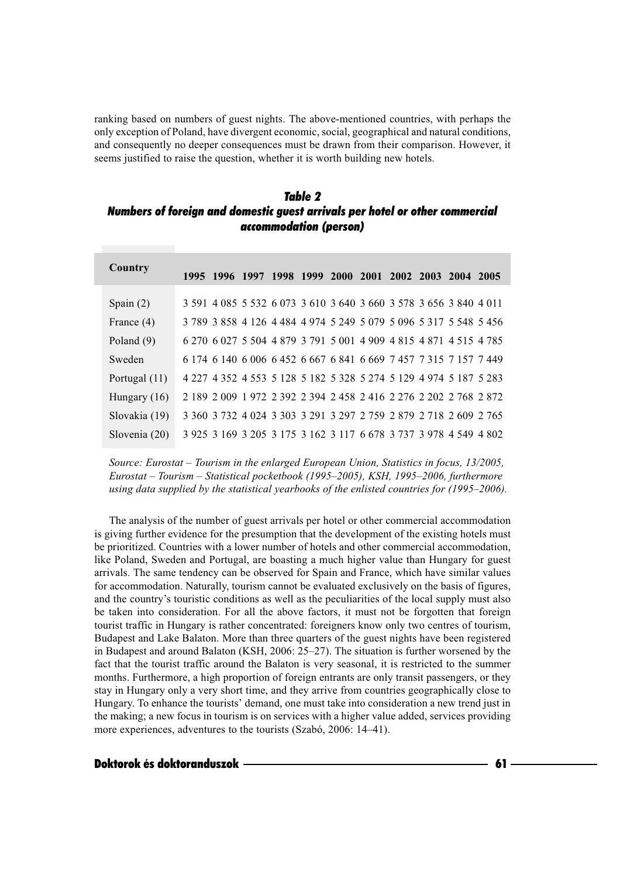ranking based on numbers of guest nights. The above-mentioned countries, with perhaps the only exception of Poland, have divergent economic, social, geographical and natural conditions, and consequently no deeper consequences must be drawn from their comparison. However, it seems justified to raise the question, whether it is worth building new hotels.

### Table 2
### Numbers of foreign and domestic guest arrivals per hotel or other commercial accommodation (person)

| Country | 1995 | 1996 | 1997 | 1998 | 1999 | 2000 | 2001 | 2002 | 2003 | 2004 | 2005 |
|---|---|---|---|---|---|---|---|---|---|---|---|
| Spain (2) | 3 591 | 4 085 | 5 532 | 6 073 | 3 610 | 3 640 | 3 660 | 3 578 | 3 656 | 3 840 | 4 011 |
| France (4) | 3 789 | 3 858 | 4 126 | 4 484 | 4 974 | 5 249 | 5 079 | 5 096 | 5 317 | 5 548 | 5 456 |
| Poland (9) | 6 270 | 6 027 | 5 504 | 4 879 | 3 791 | 5 001 | 4 909 | 4 815 | 4 871 | 4 515 | 4 785 |
| Sweden | 6 174 | 6 140 | 6 006 | 6 452 | 6 667 | 6 841 | 6 669 | 7 457 | 7 315 | 7 157 | 7 449 |
| Portugal (11) | 4 227 | 4 352 | 4 553 | 5 128 | 5 182 | 5 328 | 5 274 | 5 129 | 4 974 | 5 187 | 5 283 |
| Hungary (16) | 2 189 | 2 009 | 1 972 | 2 392 | 2 394 | 2 458 | 2 416 | 2 276 | 2 202 | 2 768 | 2 872 |
| Slovakia (19) | 3 360 | 3 732 | 4 024 | 3 303 | 3 291 | 3 297 | 2 759 | 2 879 | 2 718 | 2 609 | 2 765 |
| Slovenia (20) | 3 925 | 3 169 | 3 205 | 3 175 | 3 162 | 3 117 | 6 678 | 3 737 | 3 978 | 4 549 | 4 802 |

*Source: Eurostat – Tourism in the enlarged European Union, Statistics in focus, 13/2005, Eurostat – Tourism – Statistical pocketbook (1995–2005), KSH, 1995–2006, furthermore using data supplied by the statistical yearbooks of the enlisted countries for (1995–2006).*

The analysis of the number of guest arrivals per hotel or other commercial accommodation is giving further evidence for the presumption that the development of the existing hotels must be prioritized. Countries with a lower number of hotels and other commercial accommodation, like Poland, Sweden and Portugal, are boasting a much higher value than Hungary for guest arrivals. The same tendency can be observed for Spain and France, which have similar values for accommodation. Naturally, tourism cannot be evaluated exclusively on the basis of figures, and the country's touristic conditions as well as the peculiarities of the local supply must also be taken into consideration. For all the above factors, it must not be forgotten that foreign tourist traffic in Hungary is rather concentrated: foreigners know only two centres of tourism, Budapest and Lake Balaton. More than three quarters of the guest nights have been registered in Budapest and around Balaton (KSH, 2006: 25–27). The situation is further worsened by the fact that the tourist traffic around the Balaton is very seasonal, it is restricted to the summer months. Furthermore, a high proportion of foreign entrants are only transit passengers, or they stay in Hungary only a very short time, and they arrive from countries geographically close to Hungary. To enhance the tourists' demand, one must take into consideration a new trend just in the making; a new focus in tourism is on services with a higher value added, services providing more experiences, adventures to the tourists (Szabó, 2006: 14–41).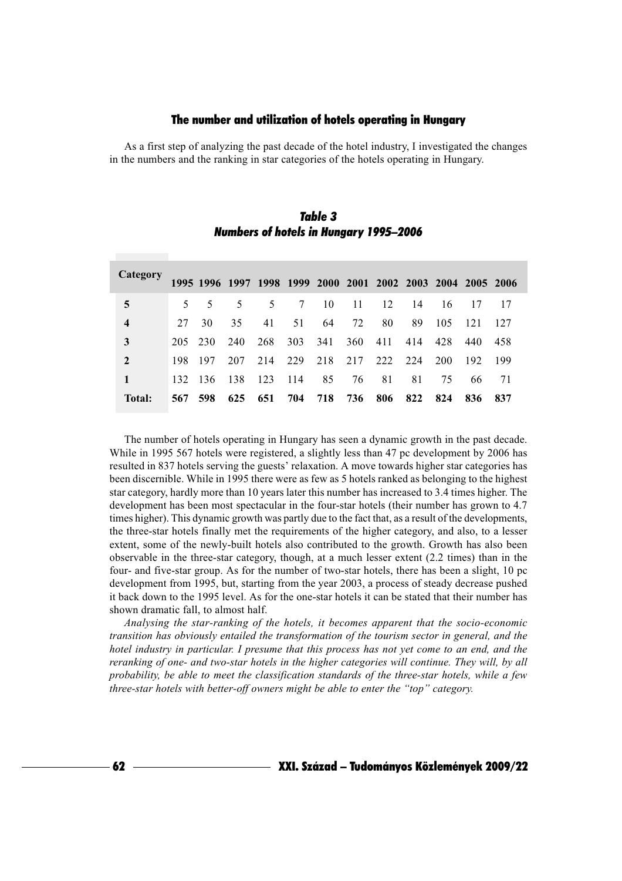## The number and utilization of hotels operating in Hungary

As a first step of analyzing the past decade of the hotel industry, I investigated the changes in the numbers and the ranking in star categories of the hotels operating in Hungary.

***Table 3***
***Numbers of hotels in Hungary 1995–2006***

| Category | 1995 | 1996 | 1997 | 1998 | 1999 | 2000 | 2001 | 2002 | 2003 | 2004 | 2005 | 2006 |
|---|---|---|---|---|---|---|---|---|---|---|---|---|
| **5** | 5 | 5 | 5 | 5 | 7 | 10 | 11 | 12 | 14 | 16 | 17 | 17 |
| **4** | 27 | 30 | 35 | 41 | 51 | 64 | 72 | 80 | 89 | 105 | 121 | 127 |
| **3** | 205 | 230 | 240 | 268 | 303 | 341 | 360 | 411 | 414 | 428 | 440 | 458 |
| **2** | 198 | 197 | 207 | 214 | 229 | 218 | 217 | 222 | 224 | 200 | 192 | 199 |
| **1** | 132 | 136 | 138 | 123 | 114 | 85 | 76 | 81 | 81 | 75 | 66 | 71 |
| **Total:** | **567** | **598** | **625** | **651** | **704** | **718** | **736** | **806** | **822** | **824** | **836** | **837** |

The number of hotels operating in Hungary has seen a dynamic growth in the past decade. While in 1995 567 hotels were registered, a slightly less than 47 pc development by 2006 has resulted in 837 hotels serving the guests' relaxation. A move towards higher star categories has been discernible. While in 1995 there were as few as 5 hotels ranked as belonging to the highest star category, hardly more than 10 years later this number has increased to 3.4 times higher. The development has been most spectacular in the four-star hotels (their number has grown to 4.7 times higher). This dynamic growth was partly due to the fact that, as a result of the developments, the three-star hotels finally met the requirements of the higher category, and also, to a lesser extent, some of the newly-built hotels also contributed to the growth. Growth has also been observable in the three-star category, though, at a much lesser extent (2.2 times) than in the four- and five-star group. As for the number of two-star hotels, there has been a slight, 10 pc development from 1995, but, starting from the year 2003, a process of steady decrease pushed it back down to the 1995 level. As for the one-star hotels it can be stated that their number has shown dramatic fall, to almost half.

*Analysing the star-ranking of the hotels, it becomes apparent that the socio-economic transition has obviously entailed the transformation of the tourism sector in general, and the hotel industry in particular. I presume that this process has not yet come to an end, and the reranking of one- and two-star hotels in the higher categories will continue. They will, by all probability, be able to meet the classification standards of the three-star hotels, while a few three-star hotels with better-off owners might be able to enter the "top" category.*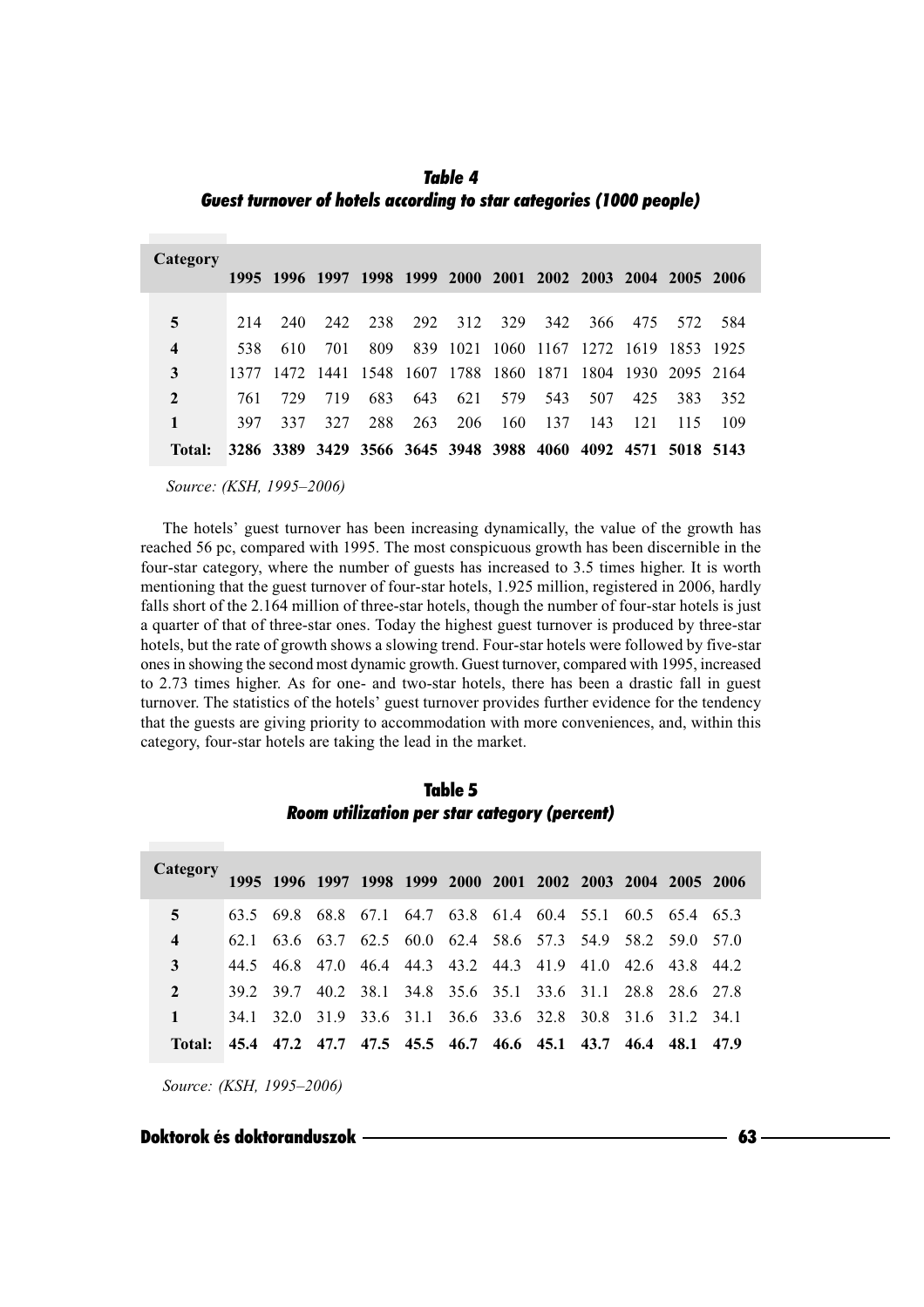**Table 4**
***Guest turnover of hotels according to star categories (1000 people)***

| Category | 1995 | 1996 | 1997 | 1998 | 1999 | 2000 | 2001 | 2002 | 2003 | 2004 | 2005 | 2006 |
|---|---|---|---|---|---|---|---|---|---|---|---|---|
| **5** | 214 | 240 | 242 | 238 | 292 | 312 | 329 | 342 | 366 | 475 | 572 | 584 |
| **4** | 538 | 610 | 701 | 809 | 839 | 1021 | 1060 | 1167 | 1272 | 1619 | 1853 | 1925 |
| **3** | 1377 | 1472 | 1441 | 1548 | 1607 | 1788 | 1860 | 1871 | 1804 | 1930 | 2095 | 2164 |
| **2** | 761 | 729 | 719 | 683 | 643 | 621 | 579 | 543 | 507 | 425 | 383 | 352 |
| **1** | 397 | 337 | 327 | 288 | 263 | 206 | 160 | 137 | 143 | 121 | 115 | 109 |
| **Total:** | **3286** | **3389** | **3429** | **3566** | **3645** | **3948** | **3988** | **4060** | **4092** | **4571** | **5018** | **5143** |

*Source: (KSH, 1995–2006)*

The hotels' guest turnover has been increasing dynamically, the value of the growth has reached 56 pc, compared with 1995. The most conspicuous growth has been discernible in the four-star category, where the number of guests has increased to 3.5 times higher. It is worth mentioning that the guest turnover of four-star hotels, 1.925 million, registered in 2006, hardly falls short of the 2.164 million of three-star hotels, though the number of four-star hotels is just a quarter of that of three-star ones. Today the highest guest turnover is produced by three-star hotels, but the rate of growth shows a slowing trend. Four-star hotels were followed by five-star ones in showing the second most dynamic growth. Guest turnover, compared with 1995, increased to 2.73 times higher. As for one- and two-star hotels, there has been a drastic fall in guest turnover. The statistics of the hotels' guest turnover provides further evidence for the tendency that the guests are giving priority to accommodation with more conveniences, and, within this category, four-star hotels are taking the lead in the market.

**Table 5**
***Room utilization per star category (percent)***

| Category | 1995 | 1996 | 1997 | 1998 | 1999 | 2000 | 2001 | 2002 | 2003 | 2004 | 2005 | 2006 |
|---|---|---|---|---|---|---|---|---|---|---|---|---|
| **5** | 63.5 | 69.8 | 68.8 | 67.1 | 64.7 | 63.8 | 61.4 | 60.4 | 55.1 | 60.5 | 65.4 | 65.3 |
| **4** | 62.1 | 63.6 | 63.7 | 62.5 | 60.0 | 62.4 | 58.6 | 57.3 | 54.9 | 58.2 | 59.0 | 57.0 |
| **3** | 44.5 | 46.8 | 47.0 | 46.4 | 44.3 | 43.2 | 44.3 | 41.9 | 41.0 | 42.6 | 43.8 | 44.2 |
| **2** | 39.2 | 39.7 | 40.2 | 38.1 | 34.8 | 35.6 | 35.1 | 33.6 | 31.1 | 28.8 | 28.6 | 27.8 |
| **1** | 34.1 | 32.0 | 31.9 | 33.6 | 31.1 | 36.6 | 33.6 | 32.8 | 30.8 | 31.6 | 31.2 | 34.1 |
| **Total:** | **45.4** | **47.2** | **47.7** | **47.5** | **45.5** | **46.7** | **46.6** | **45.1** | **43.7** | **46.4** | **48.1** | **47.9** |

*Source: (KSH, 1995–2006)*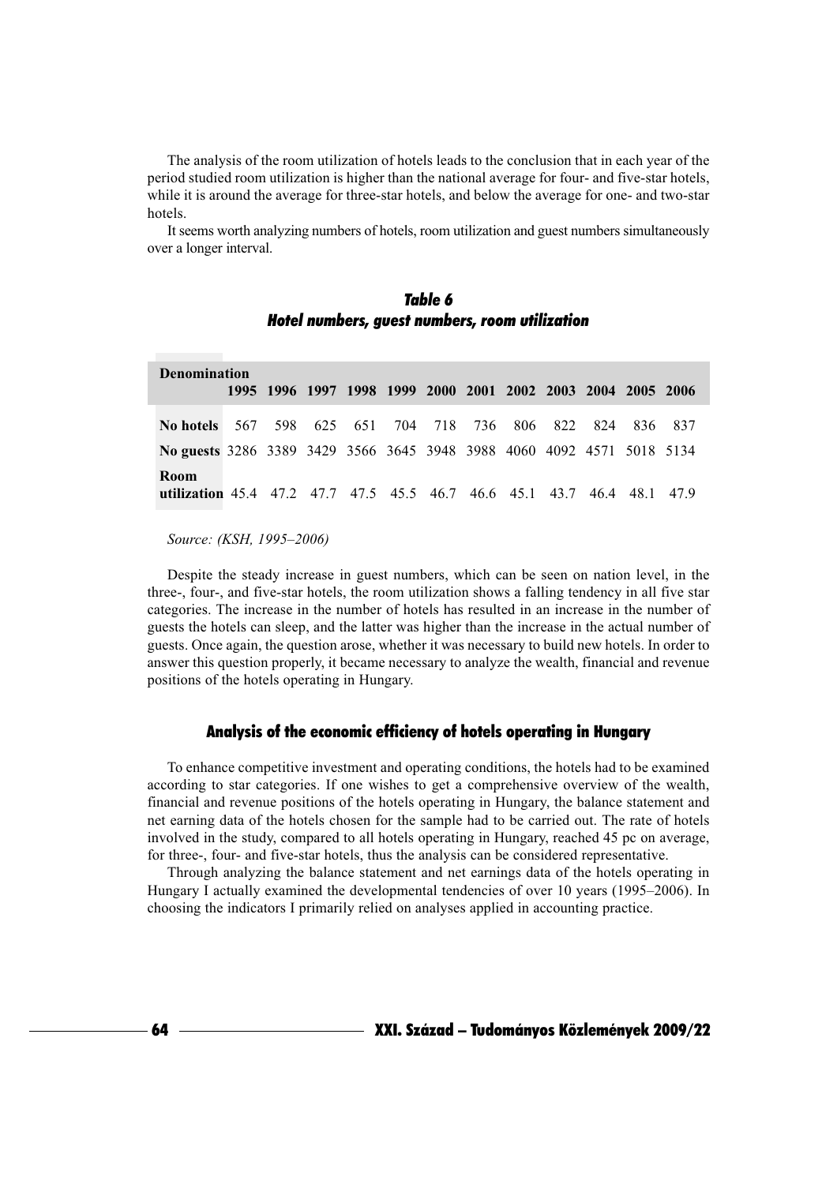The analysis of the room utilization of hotels leads to the conclusion that in each year of the period studied room utilization is higher than the national average for four- and five-star hotels, while it is around the average for three-star hotels, and below the average for one- and two-star hotels.

It seems worth analyzing numbers of hotels, room utilization and guest numbers simultaneously over a longer interval.

***Table 6***
***Hotel numbers, guest numbers, room utilization***

| Denomination | 1995 | 1996 | 1997 | 1998 | 1999 | 2000 | 2001 | 2002 | 2003 | 2004 | 2005 | 2006 |
|---|---|---|---|---|---|---|---|---|---|---|---|---|
| **No hotels** | 567 | 598 | 625 | 651 | 704 | 718 | 736 | 806 | 822 | 824 | 836 | 837 |
| **No guests** | 3286 | 3389 | 3429 | 3566 | 3645 | 3948 | 3988 | 4060 | 4092 | 4571 | 5018 | 5134 |
| **Room utilization** | 45.4 | 47.2 | 47.7 | 47.5 | 45.5 | 46.7 | 46.6 | 45.1 | 43.7 | 46.4 | 48.1 | 47.9 |

*Source: (KSH, 1995–2006)*

Despite the steady increase in guest numbers, which can be seen on nation level, in the three-, four-, and five-star hotels, the room utilization shows a falling tendency in all five star categories. The increase in the number of hotels has resulted in an increase in the number of guests the hotels can sleep, and the latter was higher than the increase in the actual number of guests. Once again, the question arose, whether it was necessary to build new hotels. In order to answer this question properly, it became necessary to analyze the wealth, financial and revenue positions of the hotels operating in Hungary.

## Analysis of the economic efficiency of hotels operating in Hungary

To enhance competitive investment and operating conditions, the hotels had to be examined according to star categories. If one wishes to get a comprehensive overview of the wealth, financial and revenue positions of the hotels operating in Hungary, the balance statement and net earning data of the hotels chosen for the sample had to be carried out. The rate of hotels involved in the study, compared to all hotels operating in Hungary, reached 45 pc on average, for three-, four- and five-star hotels, thus the analysis can be considered representative.

Through analyzing the balance statement and net earnings data of the hotels operating in Hungary I actually examined the developmental tendencies of over 10 years (1995–2006). In choosing the indicators I primarily relied on analyses applied in accounting practice.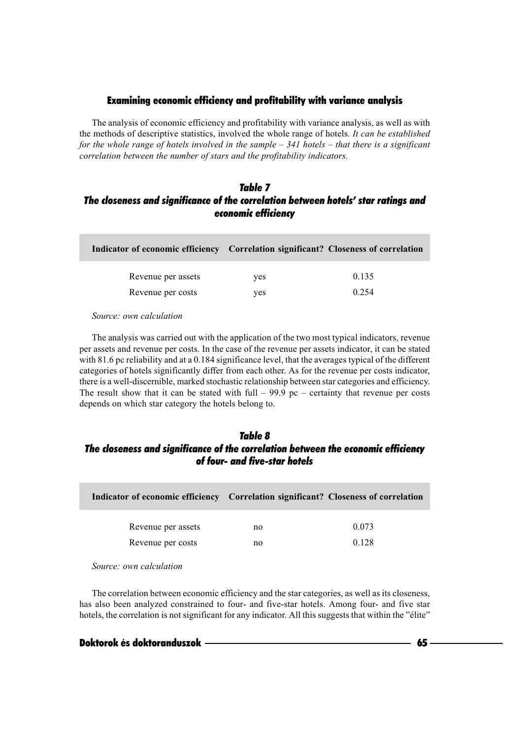### Examining economic efficiency and profitability with variance analysis

The analysis of economic efficiency and profitability with variance analysis, as well as with the methods of descriptive statistics, involved the whole range of hotels*. It can be established for the whole range of hotels involved in the sample – 341 hotels – that there is a significant correlation between the number of stars and the profitability indicators.*

**Table 7**
**The closeness and significance of the correlation between hotels' star ratings and economic efficiency**

| Indicator of economic efficiency | Correlation significant? | Closeness of correlation |
|---|---|---|
| Revenue per assets | yes | 0.135 |
| Revenue per costs | yes | 0.254 |

*Source: own calculation*

The analysis was carried out with the application of the two most typical indicators, revenue per assets and revenue per costs. In the case of the revenue per assets indicator, it can be stated with 81.6 pc reliability and at a 0.184 significance level, that the averages typical of the different categories of hotels significantly differ from each other. As for the revenue per costs indicator, there is a well-discernible, marked stochastic relationship between star categories and efficiency. The result show that it can be stated with full – 99.9 pc – certainty that revenue per costs depends on which star category the hotels belong to.

**Table 8**
**The closeness and significance of the correlation between the economic efficiency of four- and five-star hotels**

| Indicator of economic efficiency | Correlation significant? | Closeness of correlation |
|---|---|---|
| Revenue per assets | no | 0.073 |
| Revenue per costs | no | 0.128 |

*Source: own calculation*

The correlation between economic efficiency and the star categories, as well as its closeness, has also been analyzed constrained to four- and five-star hotels. Among four- and five star hotels, the correlation is not significant for any indicator. All this suggests that within the "élite"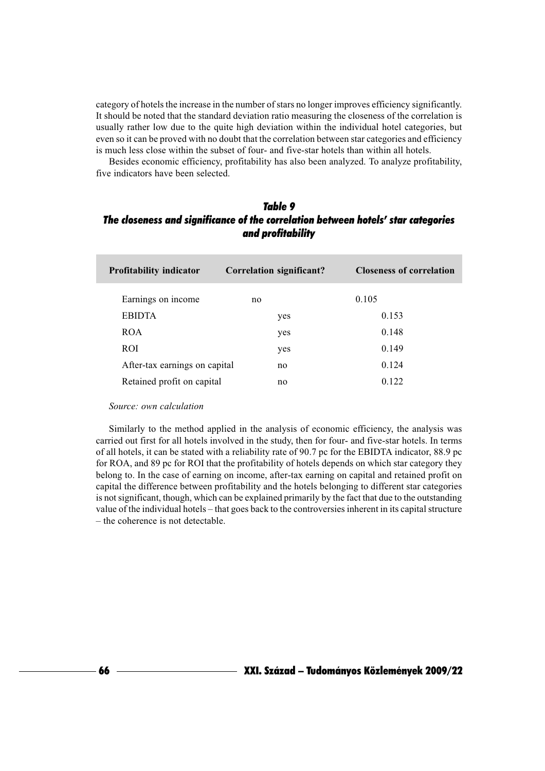category of hotels the increase in the number of stars no longer improves efficiency significantly. It should be noted that the standard deviation ratio measuring the closeness of the correlation is usually rather low due to the quite high deviation within the individual hotel categories, but even so it can be proved with no doubt that the correlation between star categories and efficiency is much less close within the subset of four- and five-star hotels than within all hotels.

Besides economic efficiency, profitability has also been analyzed. To analyze profitability, five indicators have been selected.

### *Table 9*
### *The closeness and significance of the correlation between hotels' star categories and profitability*

| Profitability indicator | Correlation significant? | Closeness of correlation |
|---|---|---|
| Earnings on income | no | 0.105 |
| EBIDTA | yes | 0.153 |
| ROA | yes | 0.148 |
| ROI | yes | 0.149 |
| After-tax earnings on capital | no | 0.124 |
| Retained profit on capital | no | 0.122 |

*Source: own calculation*

Similarly to the method applied in the analysis of economic efficiency, the analysis was carried out first for all hotels involved in the study, then for four- and five-star hotels. In terms of all hotels, it can be stated with a reliability rate of 90.7 pc for the EBIDTA indicator, 88.9 pc for ROA, and 89 pc for ROI that the profitability of hotels depends on which star category they belong to. In the case of earning on income, after-tax earning on capital and retained profit on capital the difference between profitability and the hotels belonging to different star categories is not significant, though, which can be explained primarily by the fact that due to the outstanding value of the individual hotels – that goes back to the controversies inherent in its capital structure – the coherence is not detectable.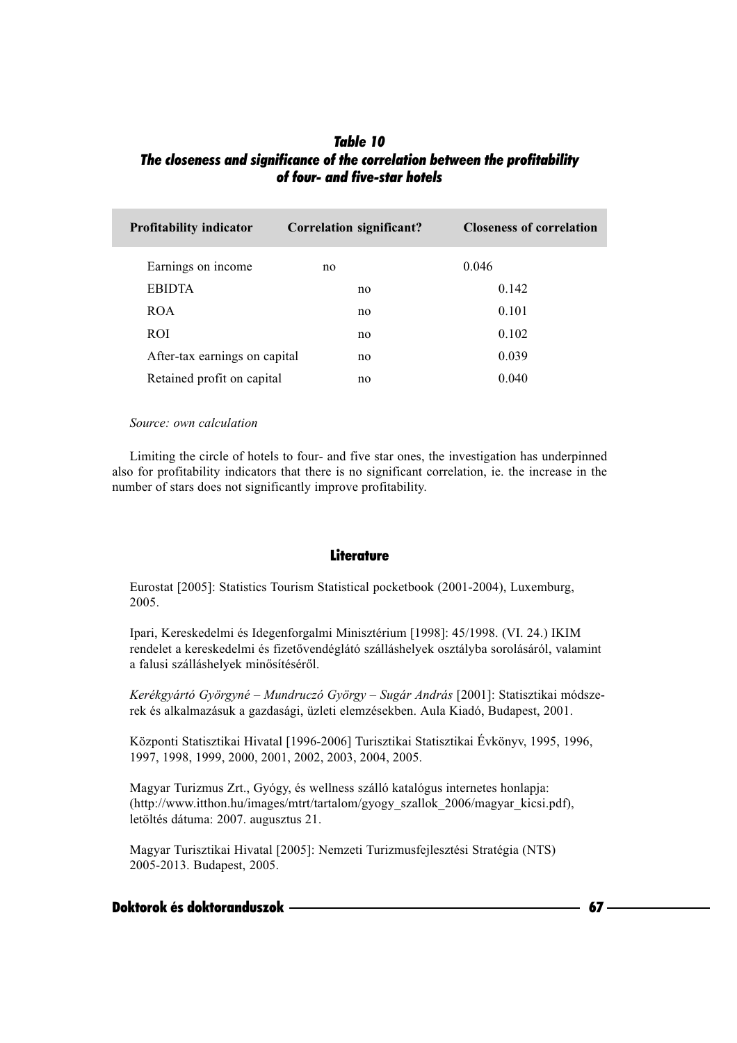**Table 10**
**The closeness and significance of the correlation between the profitability of four- and five-star hotels**

| Profitability indicator | Correlation significant? | Closeness of correlation |
|---|---|---|
| Earnings on income | no | 0.046 |
| EBIDTA | no | 0.142 |
| ROA | no | 0.101 |
| ROI | no | 0.102 |
| After-tax earnings on capital | no | 0.039 |
| Retained profit on capital | no | 0.040 |

*Source: own calculation*

Limiting the circle of hotels to four- and five star ones, the investigation has underpinned also for profitability indicators that there is no significant correlation, ie. the increase in the number of stars does not significantly improve profitability.

## Literature

Eurostat [2005]: Statistics Tourism Statistical pocketbook (2001-2004), Luxemburg, 2005.

Ipari, Kereskedelmi és Idegenforgalmi Minisztérium [1998]: 45/1998. (VI. 24.) IKIM rendelet a kereskedelmi és fizetővendéglátó szálláshelyek osztályba sorolásáról, valamint a falusi szálláshelyek minősítéséről.

*Kerékgyártó Györgyné – Mundruczó György – Sugár András* [2001]: Statisztikai módszerek és alkalmazásuk a gazdasági, üzleti elemzésekben. Aula Kiadó, Budapest, 2001.

Központi Statisztikai Hivatal [1996-2006] Turisztikai Statisztikai Évkönyv, 1995, 1996, 1997, 1998, 1999, 2000, 2001, 2002, 2003, 2004, 2005.

Magyar Turizmus Zrt., Gyógy, és wellness szálló katalógus internetes honlapja: (http://www.itthon.hu/images/mtrt/tartalom/gyogy_szallok_2006/magyar_kicsi.pdf), letöltés dátuma: 2007. augusztus 21.

Magyar Turisztikai Hivatal [2005]: Nemzeti Turizmusfejlesztési Stratégia (NTS) 2005-2013. Budapest, 2005.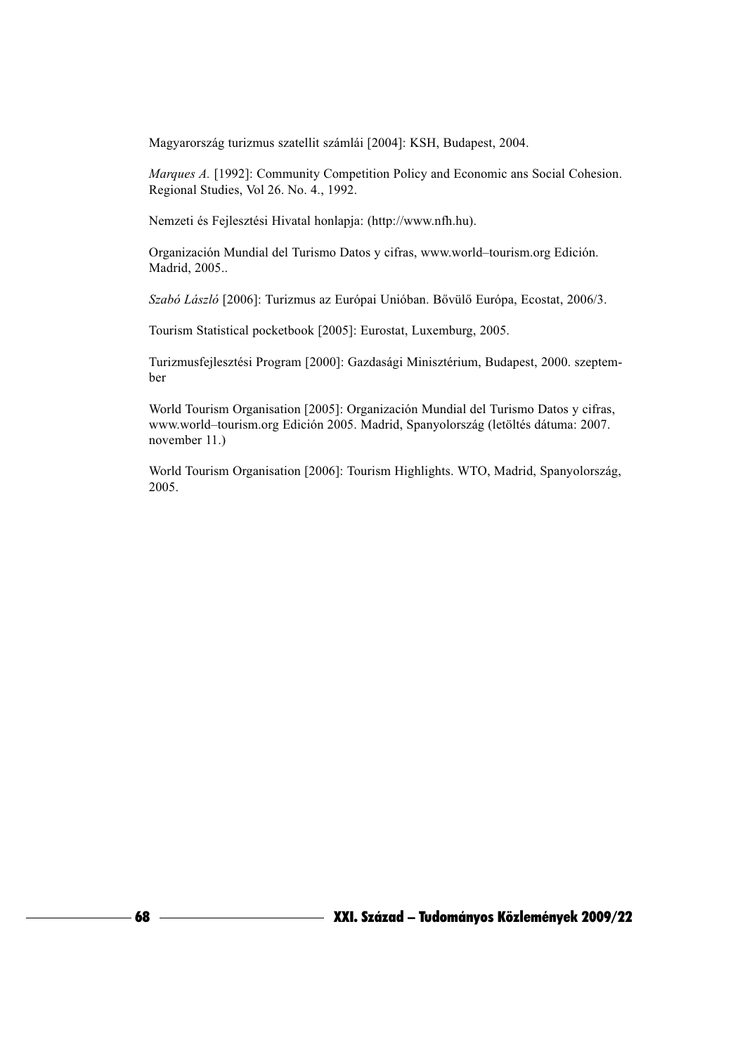Magyarország turizmus szatellit számlái [2004]: KSH, Budapest, 2004.

*Marques A.* [1992]: Community Competition Policy and Economic ans Social Cohesion. Regional Studies, Vol 26. No. 4., 1992.

Nemzeti és Fejlesztési Hivatal honlapja: (http://www.nfh.hu).

Organización Mundial del Turismo Datos y cifras, www.world–tourism.org Edición. Madrid, 2005..

*Szabó László* [2006]: Turizmus az Európai Unióban. Bővülő Európa, Ecostat, 2006/3.

Tourism Statistical pocketbook [2005]: Eurostat, Luxemburg, 2005.

Turizmusfejlesztési Program [2000]: Gazdasági Minisztérium, Budapest, 2000. szeptember

World Tourism Organisation [2005]: Organización Mundial del Turismo Datos y cifras, www.world–tourism.org Edición 2005. Madrid, Spanyolország (letöltés dátuma: 2007. november 11.)

World Tourism Organisation [2006]: Tourism Highlights. WTO, Madrid, Spanyolország, 2005.